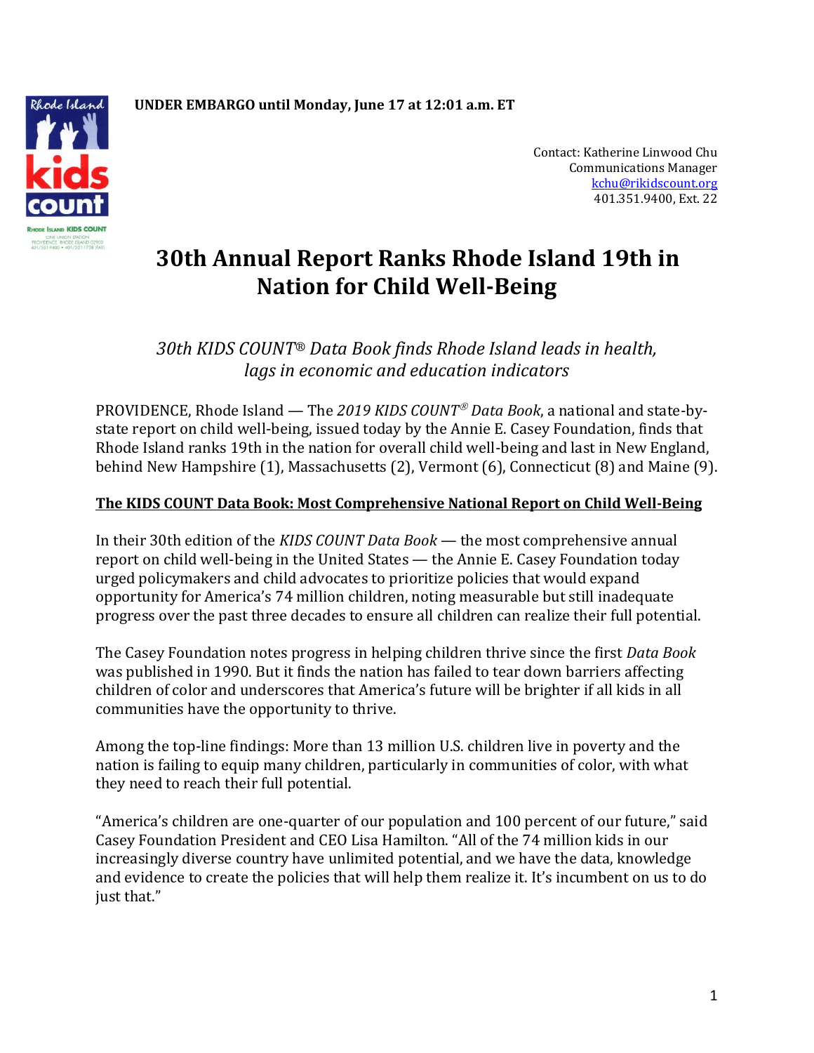**UNDER EMBARGO until Monday, June 17 at 12:01 a.m. ET**

Contact: Katherine Linwood Chu
Communications Manager
kchu@rikidscount.org
401.351.9400, Ext. 22

# 30th Annual Report Ranks Rhode Island 19th in Nation for Child Well-Being

*30th KIDS COUNT® Data Book finds Rhode Island leads in health, lags in economic and education indicators*

PROVIDENCE, Rhode Island — The *2019 KIDS COUNT® Data Book*, a national and state-by-state report on child well-being, issued today by the Annie E. Casey Foundation, finds that Rhode Island ranks 19th in the nation for overall child well-being and last in New England, behind New Hampshire (1), Massachusetts (2), Vermont (6), Connecticut (8) and Maine (9).

**The KIDS COUNT Data Book: Most Comprehensive National Report on Child Well-Being**

In their 30th edition of the *KIDS COUNT Data Book* — the most comprehensive annual report on child well-being in the United States — the Annie E. Casey Foundation today urged policymakers and child advocates to prioritize policies that would expand opportunity for America's 74 million children, noting measurable but still inadequate progress over the past three decades to ensure all children can realize their full potential.

The Casey Foundation notes progress in helping children thrive since the first *Data Book* was published in 1990. But it finds the nation has failed to tear down barriers affecting children of color and underscores that America's future will be brighter if all kids in all communities have the opportunity to thrive.

Among the top-line findings: More than 13 million U.S. children live in poverty and the nation is failing to equip many children, particularly in communities of color, with what they need to reach their full potential.

"America's children are one-quarter of our population and 100 percent of our future," said Casey Foundation President and CEO Lisa Hamilton. "All of the 74 million kids in our increasingly diverse country have unlimited potential, and we have the data, knowledge and evidence to create the policies that will help them realize it. It's incumbent on us to do just that."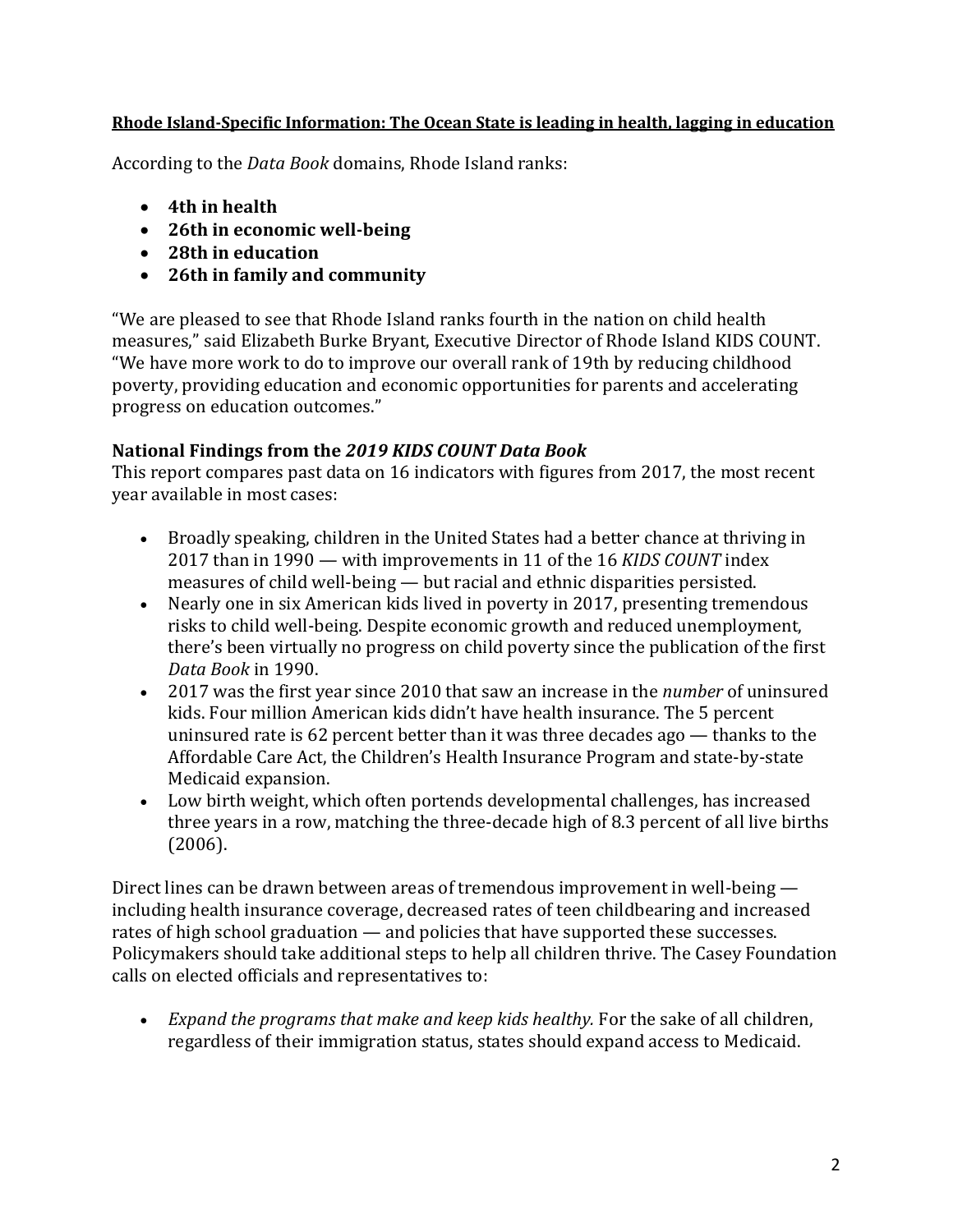**<u>Rhode Island-Specific Information: The Ocean State is leading in health, lagging in education</u>**

According to the *Data Book* domains, Rhode Island ranks:

- **4th in health**
- **26th in economic well-being**
- **28th in education**
- **26th in family and community**

"We are pleased to see that Rhode Island ranks fourth in the nation on child health measures," said Elizabeth Burke Bryant, Executive Director of Rhode Island KIDS COUNT. "We have more work to do to improve our overall rank of 19th by reducing childhood poverty, providing education and economic opportunities for parents and accelerating progress on education outcomes."

### National Findings from the *2019 KIDS COUNT Data Book*

This report compares past data on 16 indicators with figures from 2017, the most recent year available in most cases:

- Broadly speaking, children in the United States had a better chance at thriving in 2017 than in 1990 — with improvements in 11 of the 16 *KIDS COUNT* index measures of child well-being — but racial and ethnic disparities persisted.
- Nearly one in six American kids lived in poverty in 2017, presenting tremendous risks to child well-being. Despite economic growth and reduced unemployment, there's been virtually no progress on child poverty since the publication of the first *Data Book* in 1990.
- 2017 was the first year since 2010 that saw an increase in the *number* of uninsured kids. Four million American kids didn't have health insurance. The 5 percent uninsured rate is 62 percent better than it was three decades ago — thanks to the Affordable Care Act, the Children's Health Insurance Program and state-by-state Medicaid expansion.
- Low birth weight, which often portends developmental challenges, has increased three years in a row, matching the three-decade high of 8.3 percent of all live births (2006).

Direct lines can be drawn between areas of tremendous improvement in well-being — including health insurance coverage, decreased rates of teen childbearing and increased rates of high school graduation — and policies that have supported these successes. Policymakers should take additional steps to help all children thrive. The Casey Foundation calls on elected officials and representatives to:

- *Expand the programs that make and keep kids healthy.* For the sake of all children, regardless of their immigration status, states should expand access to Medicaid.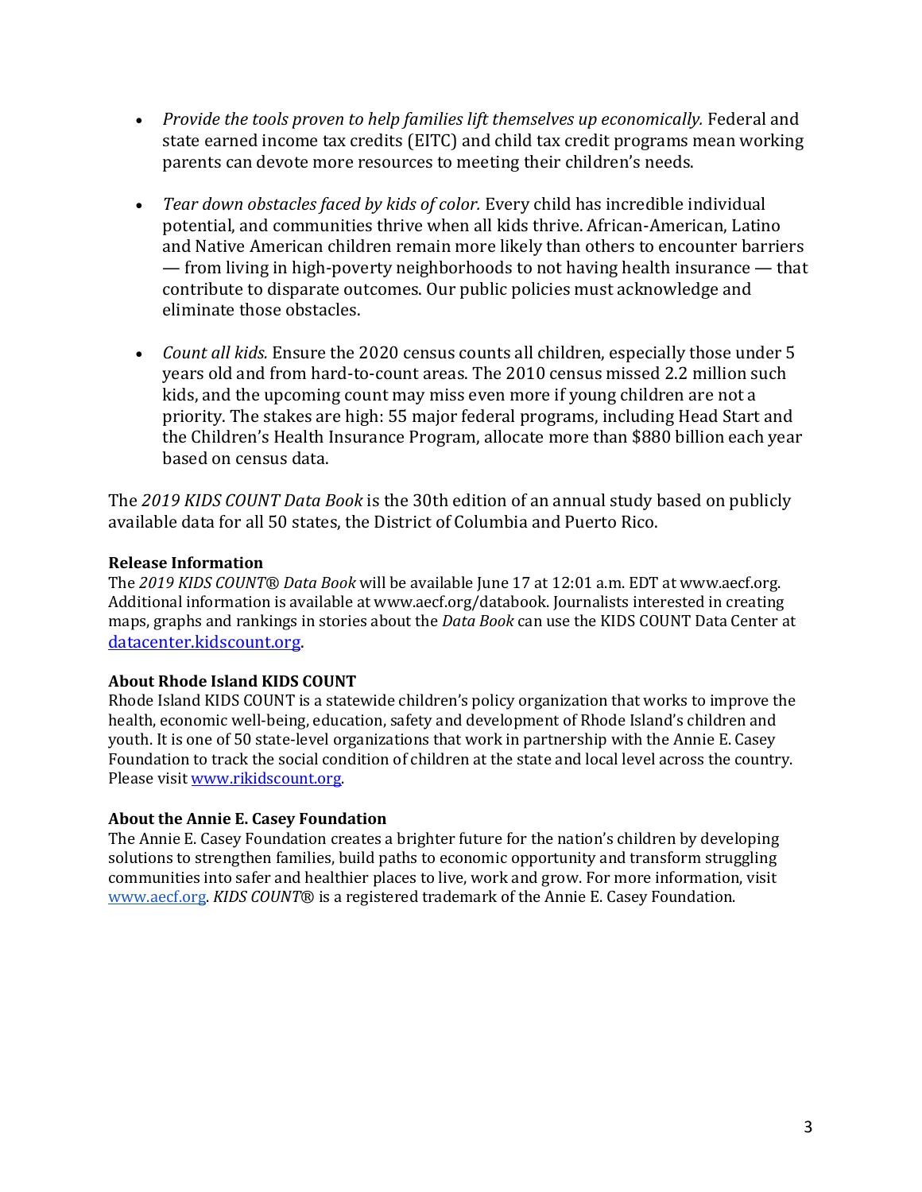- *Provide the tools proven to help families lift themselves up economically.* Federal and state earned income tax credits (EITC) and child tax credit programs mean working parents can devote more resources to meeting their children's needs.

- *Tear down obstacles faced by kids of color.* Every child has incredible individual potential, and communities thrive when all kids thrive. African-American, Latino and Native American children remain more likely than others to encounter barriers — from living in high-poverty neighborhoods to not having health insurance — that contribute to disparate outcomes. Our public policies must acknowledge and eliminate those obstacles.

- *Count all kids.* Ensure the 2020 census counts all children, especially those under 5 years old and from hard-to-count areas. The 2010 census missed 2.2 million such kids, and the upcoming count may miss even more if young children are not a priority. The stakes are high: 55 major federal programs, including Head Start and the Children's Health Insurance Program, allocate more than $880 billion each year based on census data.

The *2019 KIDS COUNT Data Book* is the 30th edition of an annual study based on publicly available data for all 50 states, the District of Columbia and Puerto Rico.

**Release Information**
The *2019 KIDS COUNT® Data Book* will be available June 17 at 12:01 a.m. EDT at www.aecf.org. Additional information is available at www.aecf.org/databook. Journalists interested in creating maps, graphs and rankings in stories about the *Data Book* can use the KIDS COUNT Data Center at datacenter.kidscount.org.

**About Rhode Island KIDS COUNT**
Rhode Island KIDS COUNT is a statewide children's policy organization that works to improve the health, economic well-being, education, safety and development of Rhode Island's children and youth. It is one of 50 state-level organizations that work in partnership with the Annie E. Casey Foundation to track the social condition of children at the state and local level across the country. Please visit www.rikidscount.org.

**About the Annie E. Casey Foundation**
The Annie E. Casey Foundation creates a brighter future for the nation's children by developing solutions to strengthen families, build paths to economic opportunity and transform struggling communities into safer and healthier places to live, work and grow. For more information, visit www.aecf.org. *KIDS COUNT®* is a registered trademark of the Annie E. Casey Foundation.